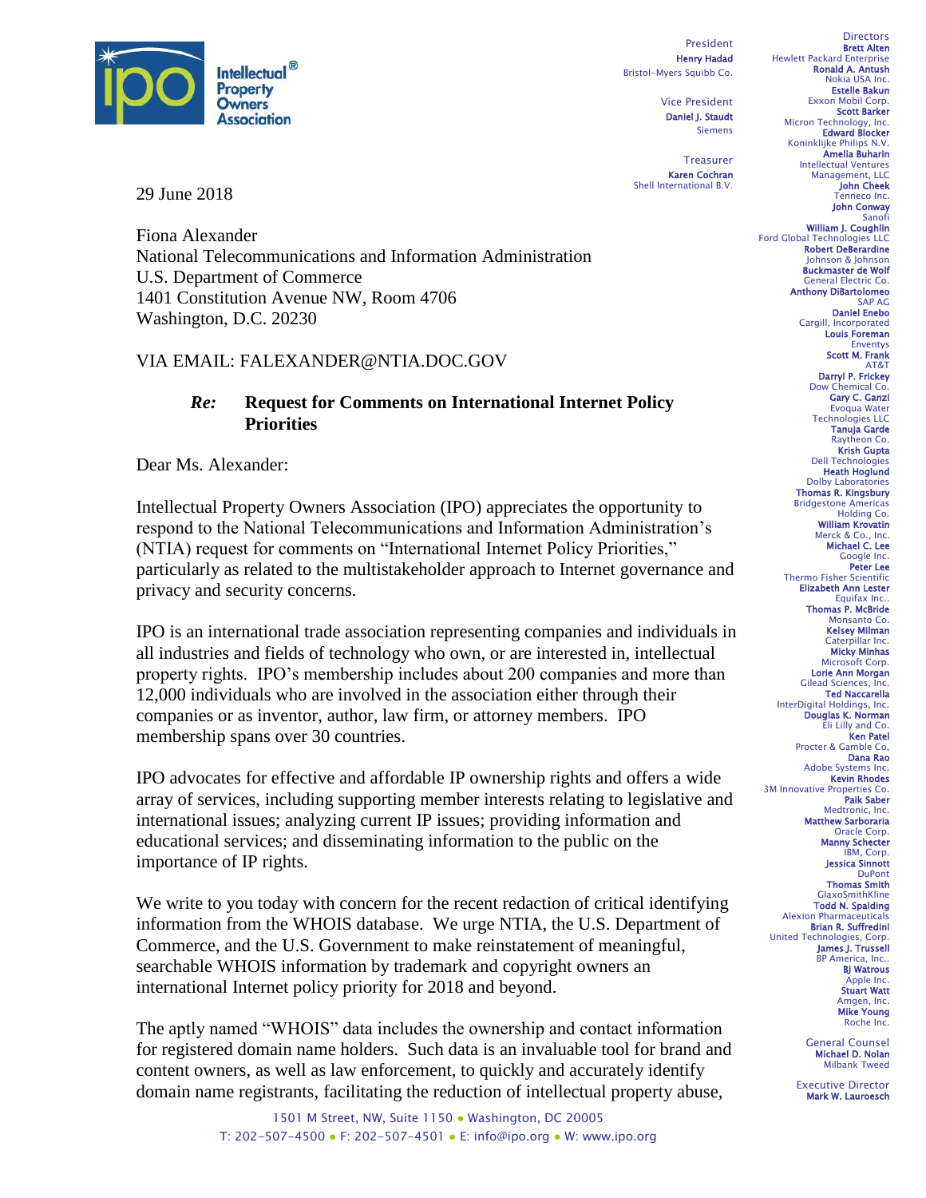Intellectual Property Owners Association®

President
**Henry Hadad**
Bristol-Myers Squibb Co.

Vice President
**Daniel J. Staudt**
Siemens

Treasurer
**Karen Cochran**
Shell International B.V.

Directors
**Brett Alten**
Hewlett Packard Enterprise
**Ronald A. Antush**
Nokia USA Inc.
**Estelle Bakun**
Exxon Mobil Corp.
**Scott Barker**
Micron Technology, Inc.
**Edward Blocker**
Koninklijke Philips N.V.
**Amelia Buharin**
Intellectual Ventures Management, LLC
**John Cheek**
Tenneco Inc.
**John Conway**
Sanofi
**William J. Coughlin**
Ford Global Technologies LLC
**Robert DeBerardine**
Johnson & Johnson
**Buckmaster de Wolf**
General Electric Co.
**Anthony DiBartolomeo**
SAP AG
**Daniel Enebo**
Cargill, Incorporated
**Louis Foreman**
Enventys
**Scott M. Frank**
AT&T
**Darryl P. Frickey**
Dow Chemical Co.
**Gary C. Ganzi**
Evoqua Water Technologies LLC
**Tanuja Garde**
Raytheon Co.
**Krish Gupta**
Dell Technologies
**Heath Hoglund**
Dolby Laboratories
**Thomas R. Kingsbury**
Bridgestone Americas Holding Co.
**William Krovatin**
Merck & Co., Inc.
**Michael C. Lee**
Google Inc.
**Peter Lee**
Thermo Fisher Scientific
**Elizabeth Ann Lester**
Equifax Inc..
**Thomas P. McBride**
Monsanto Co.
**Kelsey Milman**
Caterpillar Inc.
**Micky Minhas**
Microsoft Corp.
**Lorie Ann Morgan**
Gilead Sciences, Inc.
**Ted Naccarella**
InterDigital Holdings, Inc.
**Douglas K. Norman**
Eli Lilly and Co.
**Ken Patel**
Procter & Gamble Co,
**Dana Rao**
Adobe Systems Inc.
**Kevin Rhodes**
3M Innovative Properties Co.
**Paik Saber**
Medtronic, Inc.
**Matthew Sarboraria**
Oracle Corp.
**Manny Schecter**
IBM, Corp.
**Jessica Sinnott**
DuPont
**Thomas Smith**
GlaxoSmithKline
**Todd N. Spalding**
Alexion Pharmaceuticals
**Brian R. Suffredini**
United Technologies, Corp.
**James J. Trussell**
BP America, Inc..
**BJ Watrous**
Apple Inc.
**Stuart Watt**
Amgen, Inc.
**Mike Young**
Roche Inc.

General Counsel
**Michael D. Nolan**
Milbank Tweed

Executive Director
**Mark W. Lauroesch**

29 June 2018

Fiona Alexander
National Telecommunications and Information Administration
U.S. Department of Commerce
1401 Constitution Avenue NW, Room 4706
Washington, D.C. 20230

VIA EMAIL: FALEXANDER@NTIA.DOC.GOV

***Re:*** **Request for Comments on International Internet Policy Priorities**

Dear Ms. Alexander:

Intellectual Property Owners Association (IPO) appreciates the opportunity to respond to the National Telecommunications and Information Administration's (NTIA) request for comments on "International Internet Policy Priorities," particularly as related to the multistakeholder approach to Internet governance and privacy and security concerns.

IPO is an international trade association representing companies and individuals in all industries and fields of technology who own, or are interested in, intellectual property rights. IPO's membership includes about 200 companies and more than 12,000 individuals who are involved in the association either through their companies or as inventor, author, law firm, or attorney members. IPO membership spans over 30 countries.

IPO advocates for effective and affordable IP ownership rights and offers a wide array of services, including supporting member interests relating to legislative and international issues; analyzing current IP issues; providing information and educational services; and disseminating information to the public on the importance of IP rights.

We write to you today with concern for the recent redaction of critical identifying information from the WHOIS database. We urge NTIA, the U.S. Department of Commerce, and the U.S. Government to make reinstatement of meaningful, searchable WHOIS information by trademark and copyright owners an international Internet policy priority for 2018 and beyond.

The aptly named "WHOIS" data includes the ownership and contact information for registered domain name holders. Such data is an invaluable tool for brand and content owners, as well as law enforcement, to quickly and accurately identify domain name registrants, facilitating the reduction of intellectual property abuse,

1501 M Street, NW, Suite 1150 • Washington, DC 20005
T: 202-507-4500 • F: 202-507-4501 • E: info@ipo.org • W: www.ipo.org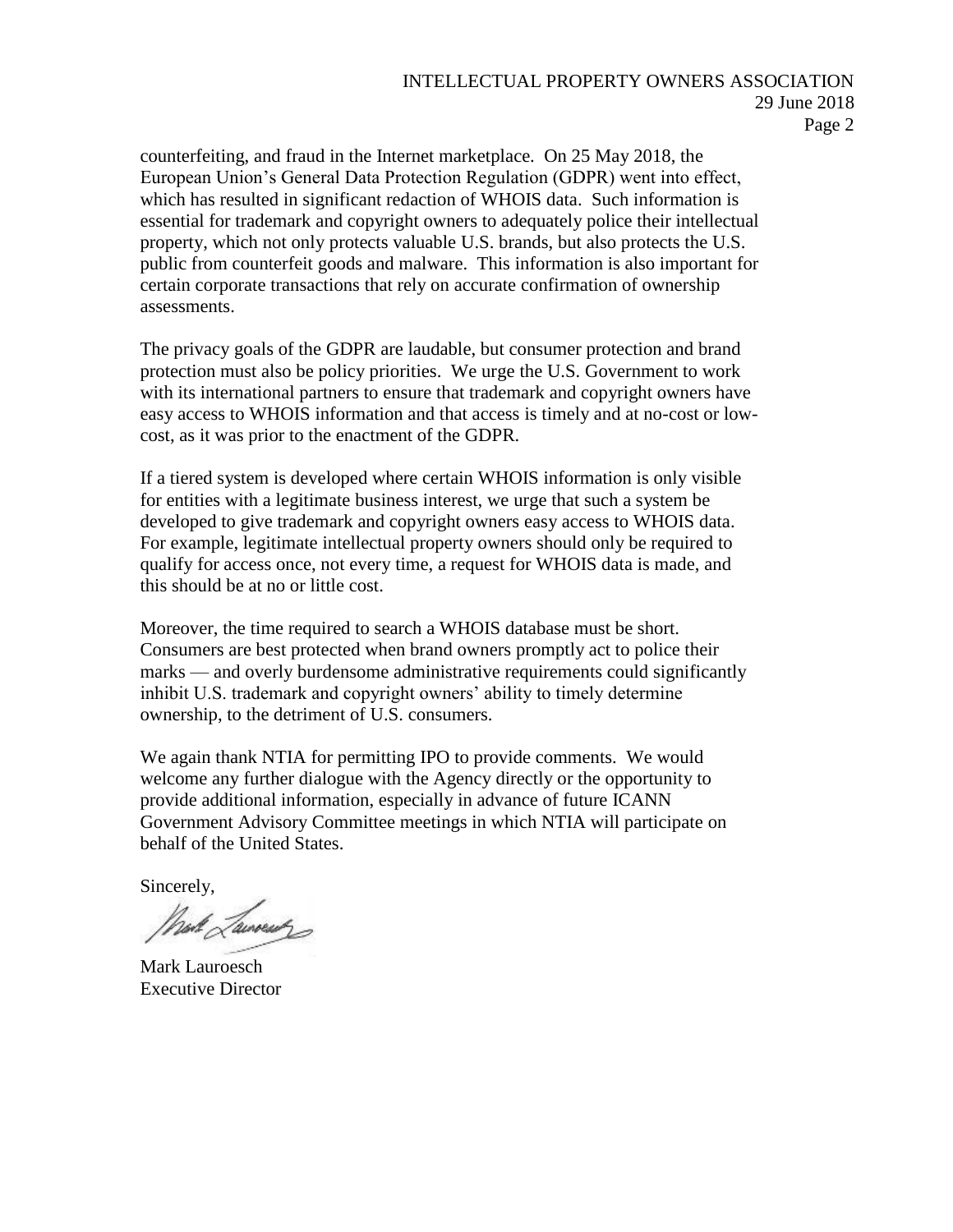counterfeiting, and fraud in the Internet marketplace. On 25 May 2018, the European Union's General Data Protection Regulation (GDPR) went into effect, which has resulted in significant redaction of WHOIS data. Such information is essential for trademark and copyright owners to adequately police their intellectual property, which not only protects valuable U.S. brands, but also protects the U.S. public from counterfeit goods and malware. This information is also important for certain corporate transactions that rely on accurate confirmation of ownership assessments.

The privacy goals of the GDPR are laudable, but consumer protection and brand protection must also be policy priorities. We urge the U.S. Government to work with its international partners to ensure that trademark and copyright owners have easy access to WHOIS information and that access is timely and at no-cost or low-cost, as it was prior to the enactment of the GDPR.

If a tiered system is developed where certain WHOIS information is only visible for entities with a legitimate business interest, we urge that such a system be developed to give trademark and copyright owners easy access to WHOIS data. For example, legitimate intellectual property owners should only be required to qualify for access once, not every time, a request for WHOIS data is made, and this should be at no or little cost.

Moreover, the time required to search a WHOIS database must be short. Consumers are best protected when brand owners promptly act to police their marks — and overly burdensome administrative requirements could significantly inhibit U.S. trademark and copyright owners' ability to timely determine ownership, to the detriment of U.S. consumers.

We again thank NTIA for permitting IPO to provide comments. We would welcome any further dialogue with the Agency directly or the opportunity to provide additional information, especially in advance of future ICANN Government Advisory Committee meetings in which NTIA will participate on behalf of the United States.

Sincerely,

Mark Lauroesch
Executive Director